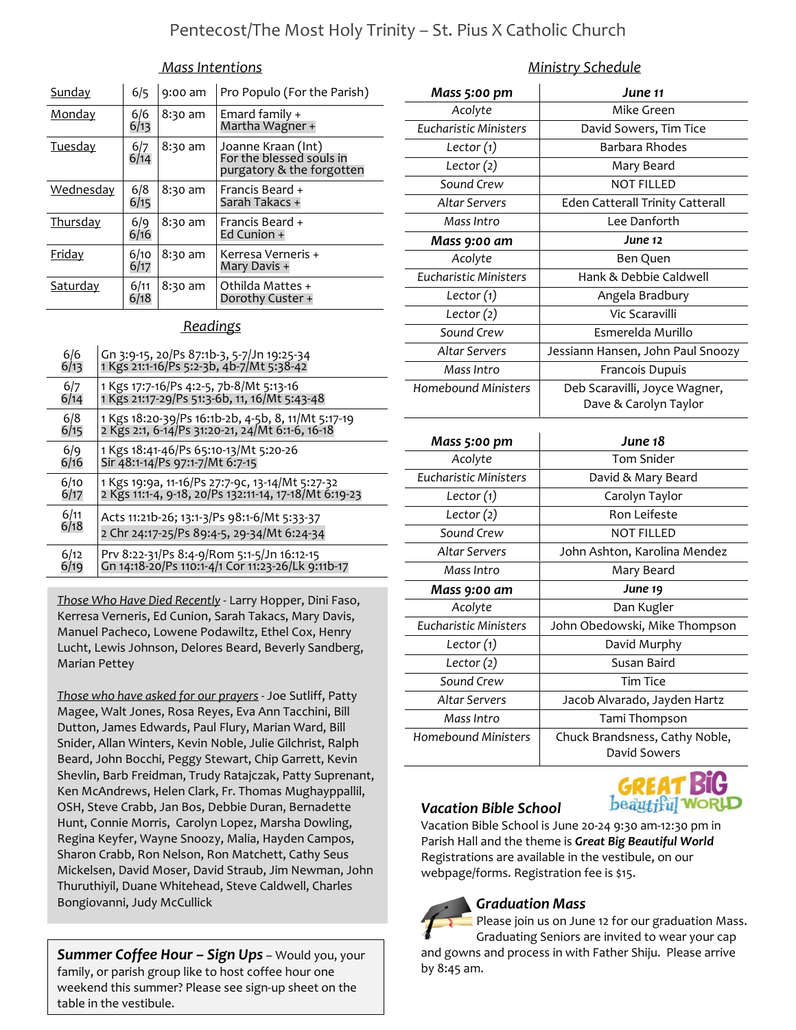# Pentecost/The Most Holy Trinity – St. Pius X Catholic Church

## Mass Intentions

| Day | Date | Time | Intention |
|---|---|---|---|
| Sunday | 6/5 | 9:00 am | Pro Populo (For the Parish) |
| Monday | 6/6<br>6/13 | 8:30 am | Emard family +<br>Martha Wagner + |
| Tuesday | 6/7<br>6/14 | 8:30 am | Joanne Kraan (Int)<br>For the blessed souls in purgatory & the forgotten |
| Wednesday | 6/8<br>6/15 | 8:30 am | Francis Beard +<br>Sarah Takacs + |
| Thursday | 6/9<br>6/16 | 8:30 am | Francis Beard +<br>Ed Cunion + |
| Friday | 6/10<br>6/17 | 8:30 am | Kerresa Verneris +<br>Mary Davis + |
| Saturday | 6/11<br>6/18 | 8:30 am | Othilda Mattes +<br>Dorothy Custer + |

## Readings

| Date | Readings |
|---|---|
| 6/6<br>6/13 | Gn 3:9-15, 20/Ps 87:1b-3, 5-7/Jn 19:25-34<br>1 Kgs 21:1-16/Ps 5:2-3b, 4b-7/Mt 5:38-42 |
| 6/7<br>6/14 | 1 Kgs 17:7-16/Ps 4:2-5, 7b-8/Mt 5:13-16<br>1 Kgs 21:17-29/Ps 51:3-6b, 11, 16/Mt 5:43-48 |
| 6/8<br>6/15 | 1 Kgs 18:20-39/Ps 16:1b-2b, 4-5b, 8, 11/Mt 5:17-19<br>2 Kgs 2:1, 6-14/Ps 31:20-21, 24/Mt 6:1-6, 16-18 |
| 6/9<br>6/16 | 1 Kgs 18:41-46/Ps 65:10-13/Mt 5:20-26<br>Sir 48:1-14/Ps 97:1-7/Mt 6:7-15 |
| 6/10<br>6/17 | 1 Kgs 19:9a, 11-16/Ps 27:7-9c, 13-14/Mt 5:27-32<br>2 Kgs 11:1-4, 9-18, 20/Ps 132:11-14, 17-18/Mt 6:19-23 |
| 6/11<br>6/18 | Acts 11:21b-26; 13:1-3/Ps 98:1-6/Mt 5:33-37<br>2 Chr 24:17-25/Ps 89:4-5, 29-34/Mt 6:24-34 |
| 6/12<br>6/19 | Prv 8:22-31/Ps 8:4-9/Rom 5:1-5/Jn 16:12-15<br>Gn 14:18-20/Ps 110:1-4/1 Cor 11:23-26/Lk 9:11b-17 |

*Those Who Have Died Recently* - Larry Hopper, Dini Faso, Kerresa Verneris, Ed Cunion, Sarah Takacs, Mary Davis, Manuel Pacheco, Lowene Podawiltz, Ethel Cox, Henry Lucht, Lewis Johnson, Delores Beard, Beverly Sandberg, Marian Pettey

*Those who have asked for our prayers* - Joe Sutliff, Patty Magee, Walt Jones, Rosa Reyes, Eva Ann Tacchini, Bill Dutton, James Edwards, Paul Flury, Marian Ward, Bill Snider, Allan Winters, Kevin Noble, Julie Gilchrist, Ralph Beard, John Bocchi, Peggy Stewart, Chip Garrett, Kevin Shevlin, Barb Freidman, Trudy Ratajczak, Patty Suprenant, Ken McAndrews, Helen Clark, Fr. Thomas Mughayppallil, OSH, Steve Crabb, Jan Bos, Debbie Duran, Bernadette Hunt, Connie Morris, Carolyn Lopez, Marsha Dowling, Regina Keyfer, Wayne Snoozy, Malia, Hayden Campos, Sharon Crabb, Ron Nelson, Ron Matchett, Cathy Seus Mickelsen, David Moser, David Straub, Jim Newman, John Thuruthiyil, Duane Whitehead, Steve Caldwell, Charles Bongiovanni, Judy McCullick

**Summer Coffee Hour – Sign Ups** – Would you, your family, or parish group like to host coffee hour one weekend this summer? Please see sign-up sheet on the table in the vestibule.

## Ministry Schedule

| ***Mass 5:00 pm*** | ***June 11*** |
|---|---|
| Acolyte | Mike Green |
| Eucharistic Ministers | David Sowers, Tim Tice |
| Lector (1) | Barbara Rhodes |
| Lector (2) | Mary Beard |
| Sound Crew | NOT FILLED |
| Altar Servers | Eden Catterall Trinity Catterall |
| Mass Intro | Lee Danforth |
| ***Mass 9:00 am*** | ***June 12*** |
| Acolyte | Ben Quen |
| Eucharistic Ministers | Hank & Debbie Caldwell |
| Lector (1) | Angela Bradbury |
| Lector (2) | Vic Scaravilli |
| Sound Crew | Esmerelda Murillo |
| Altar Servers | Jessiann Hansen, John Paul Snoozy |
| Mass Intro | Francois Dupuis |
| Homebound Ministers | Deb Scaravilli, Joyce Wagner, Dave & Carolyn Taylor |

| ***Mass 5:00 pm*** | ***June 18*** |
|---|---|
| Acolyte | Tom Snider |
| Eucharistic Ministers | David & Mary Beard |
| Lector (1) | Carolyn Taylor |
| Lector (2) | Ron Leifeste |
| Sound Crew | NOT FILLED |
| Altar Servers | John Ashton, Karolina Mendez |
| Mass Intro | Mary Beard |
| ***Mass 9:00 am*** | ***June 19*** |
| Acolyte | Dan Kugler |
| Eucharistic Ministers | John Obedowski, Mike Thompson |
| Lector (1) | David Murphy |
| Lector (2) | Susan Baird |
| Sound Crew | Tim Tice |
| Altar Servers | Jacob Alvarado, Jayden Hartz |
| Mass Intro | Tami Thompson |
| Homebound Ministers | Chuck Brandsness, Cathy Noble, David Sowers |

### Vacation Bible School

GREAT BIG beautiful WORLD

Vacation Bible School is June 20-24 9:30 am-12:30 pm in Parish Hall and the theme is ***Great Big Beautiful World*** Registrations are available in the vestibule, on our webpage/forms. Registration fee is $15.

### Graduation Mass

Please join us on June 12 for our graduation Mass. Graduating Seniors are invited to wear your cap and gowns and process in with Father Shiju. Please arrive by 8:45 am.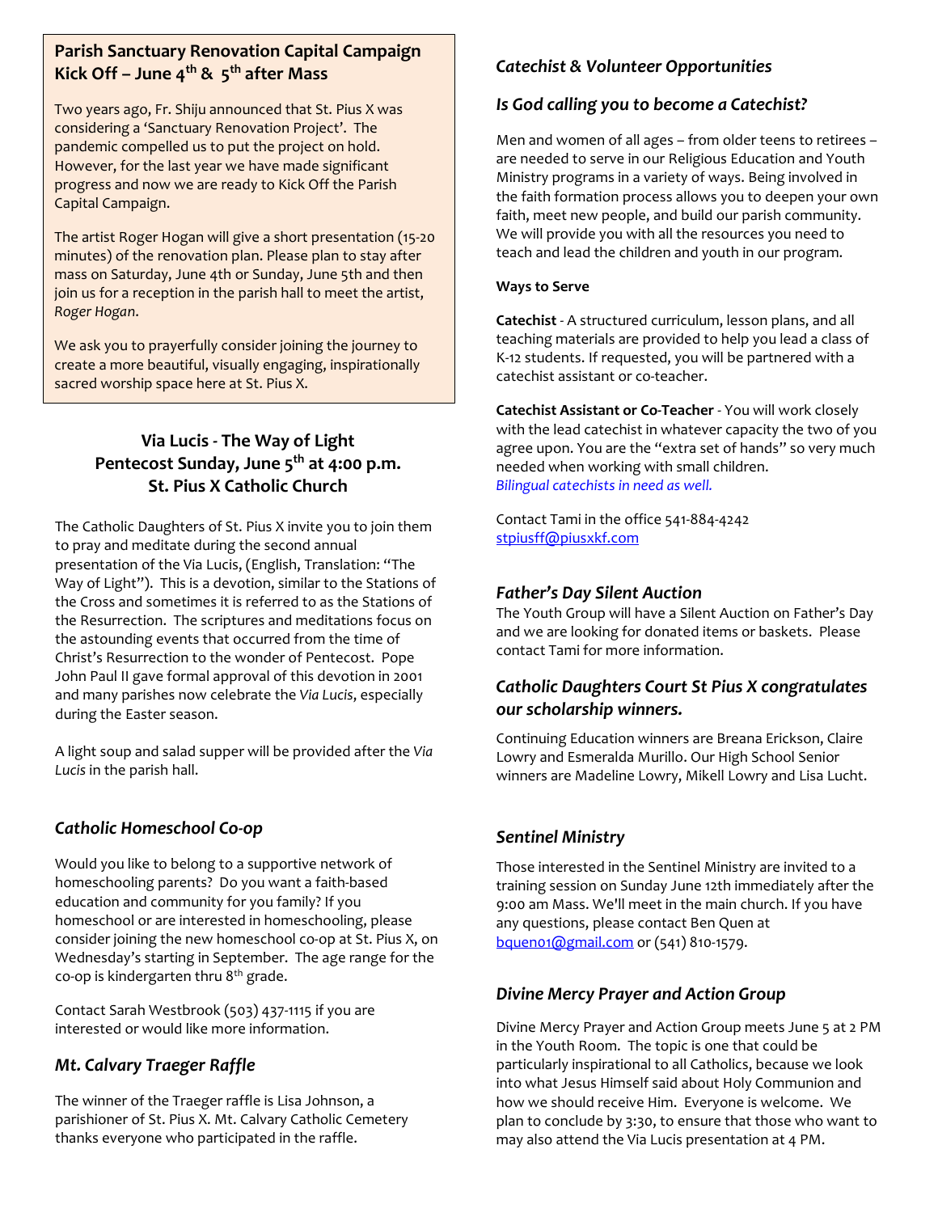## Parish Sanctuary Renovation Capital Campaign Kick Off – June 4th & 5th after Mass

Two years ago, Fr. Shiju announced that St. Pius X was considering a 'Sanctuary Renovation Project'. The pandemic compelled us to put the project on hold. However, for the last year we have made significant progress and now we are ready to Kick Off the Parish Capital Campaign.

The artist Roger Hogan will give a short presentation (15-20 minutes) of the renovation plan. Please plan to stay after mass on Saturday, June 4th or Sunday, June 5th and then join us for a reception in the parish hall to meet the artist, *Roger Hogan*.

We ask you to prayerfully consider joining the journey to create a more beautiful, visually engaging, inspirationally sacred worship space here at St. Pius X.

## Via Lucis - The Way of Light
## Pentecost Sunday, June 5th at 4:00 p.m.
## St. Pius X Catholic Church

The Catholic Daughters of St. Pius X invite you to join them to pray and meditate during the second annual presentation of the Via Lucis, (English, Translation: "The Way of Light"). This is a devotion, similar to the Stations of the Cross and sometimes it is referred to as the Stations of the Resurrection. The scriptures and meditations focus on the astounding events that occurred from the time of Christ's Resurrection to the wonder of Pentecost. Pope John Paul II gave formal approval of this devotion in 2001 and many parishes now celebrate the *Via Lucis*, especially during the Easter season.

A light soup and salad supper will be provided after the *Via Lucis* in the parish hall.

### *Catholic Homeschool Co-op*

Would you like to belong to a supportive network of homeschooling parents? Do you want a faith-based education and community for you family? If you homeschool or are interested in homeschooling, please consider joining the new homeschool co-op at St. Pius X, on Wednesday's starting in September. The age range for the co-op is kindergarten thru 8th grade.

Contact Sarah Westbrook (503) 437-1115 if you are interested or would like more information.

### *Mt. Calvary Traeger Raffle*

The winner of the Traeger raffle is Lisa Johnson, a parishioner of St. Pius X. Mt. Calvary Catholic Cemetery thanks everyone who participated in the raffle.

### *Catechist & Volunteer Opportunities*

### *Is God calling you to become a Catechist?*

Men and women of all ages – from older teens to retirees – are needed to serve in our Religious Education and Youth Ministry programs in a variety of ways. Being involved in the faith formation process allows you to deepen your own faith, meet new people, and build our parish community. We will provide you with all the resources you need to teach and lead the children and youth in our program.

**Ways to Serve**

**Catechist** - A structured curriculum, lesson plans, and all teaching materials are provided to help you lead a class of K-12 students. If requested, you will be partnered with a catechist assistant or co-teacher.

**Catechist Assistant or Co-Teacher** - You will work closely with the lead catechist in whatever capacity the two of you agree upon. You are the "extra set of hands" so very much needed when working with small children.
*Bilingual catechists in need as well.*

Contact Tami in the office 541-884-4242
stpiusff@piusxkf.com

### *Father's Day Silent Auction*

The Youth Group will have a Silent Auction on Father's Day and we are looking for donated items or baskets. Please contact Tami for more information.

### *Catholic Daughters Court St Pius X congratulates our scholarship winners.*

Continuing Education winners are Breana Erickson, Claire Lowry and Esmeralda Murillo. Our High School Senior winners are Madeline Lowry, Mikell Lowry and Lisa Lucht.

### *Sentinel Ministry*

Those interested in the Sentinel Ministry are invited to a training session on Sunday June 12th immediately after the 9:00 am Mass. We'll meet in the main church. If you have any questions, please contact Ben Quen at bqueno1@gmail.com or (541) 810-1579.

### *Divine Mercy Prayer and Action Group*

Divine Mercy Prayer and Action Group meets June 5 at 2 PM in the Youth Room. The topic is one that could be particularly inspirational to all Catholics, because we look into what Jesus Himself said about Holy Communion and how we should receive Him. Everyone is welcome. We plan to conclude by 3:30, to ensure that those who want to may also attend the Via Lucis presentation at 4 PM.